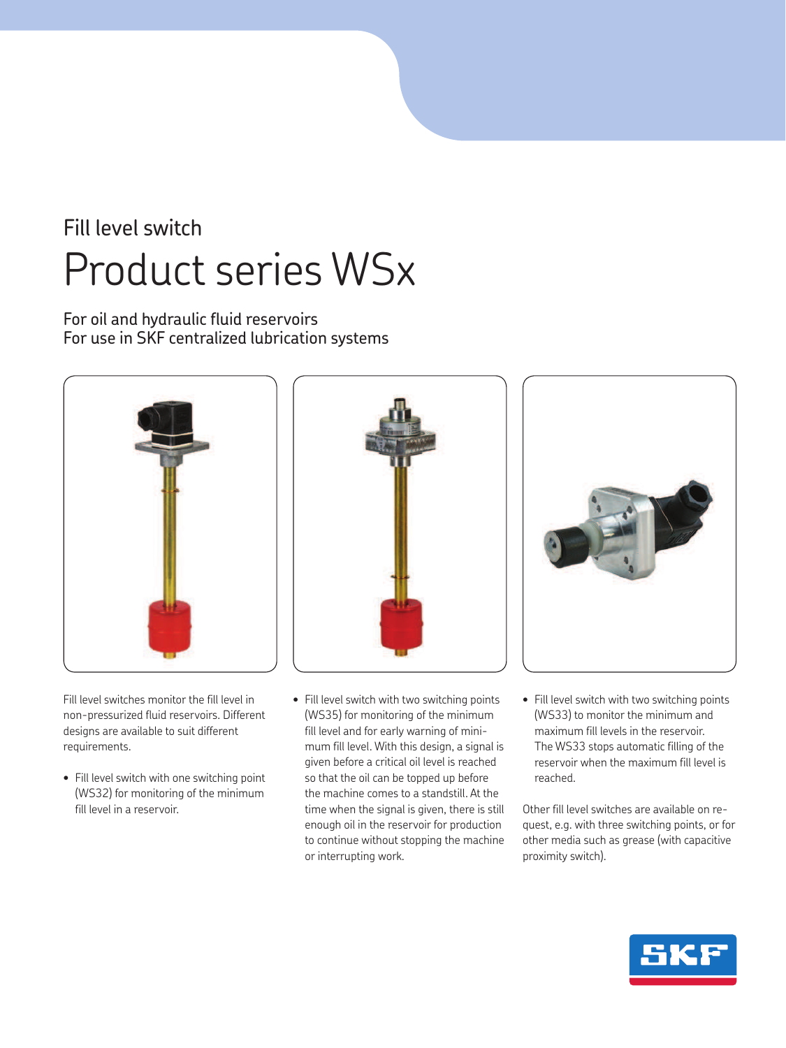Fill level switch

# Product series WSx

For oil and hydraulic fluid reservoirs
For use in SKF centralized lubrication systems

Fill level switches monitor the fill level in non-pressurized fluid reservoirs. Different designs are available to suit different requirements.

- Fill level switch with one switching point (WS32) for monitoring of the minimum fill level in a reservoir.
- Fill level switch with two switching points (WS35) for monitoring of the minimum fill level and for early warning of minimum fill level. With this design, a signal is given before a critical oil level is reached so that the oil can be topped up before the machine comes to a standstill. At the time when the signal is given, there is still enough oil in the reservoir for production to continue without stopping the machine or interrupting work.
- Fill level switch with two switching points (WS33) to monitor the minimum and maximum fill levels in the reservoir. The WS33 stops automatic filling of the reservoir when the maximum fill level is reached.

Other fill level switches are available on request, e.g. with three switching points, or for other media such as grease (with capacitive proximity switch).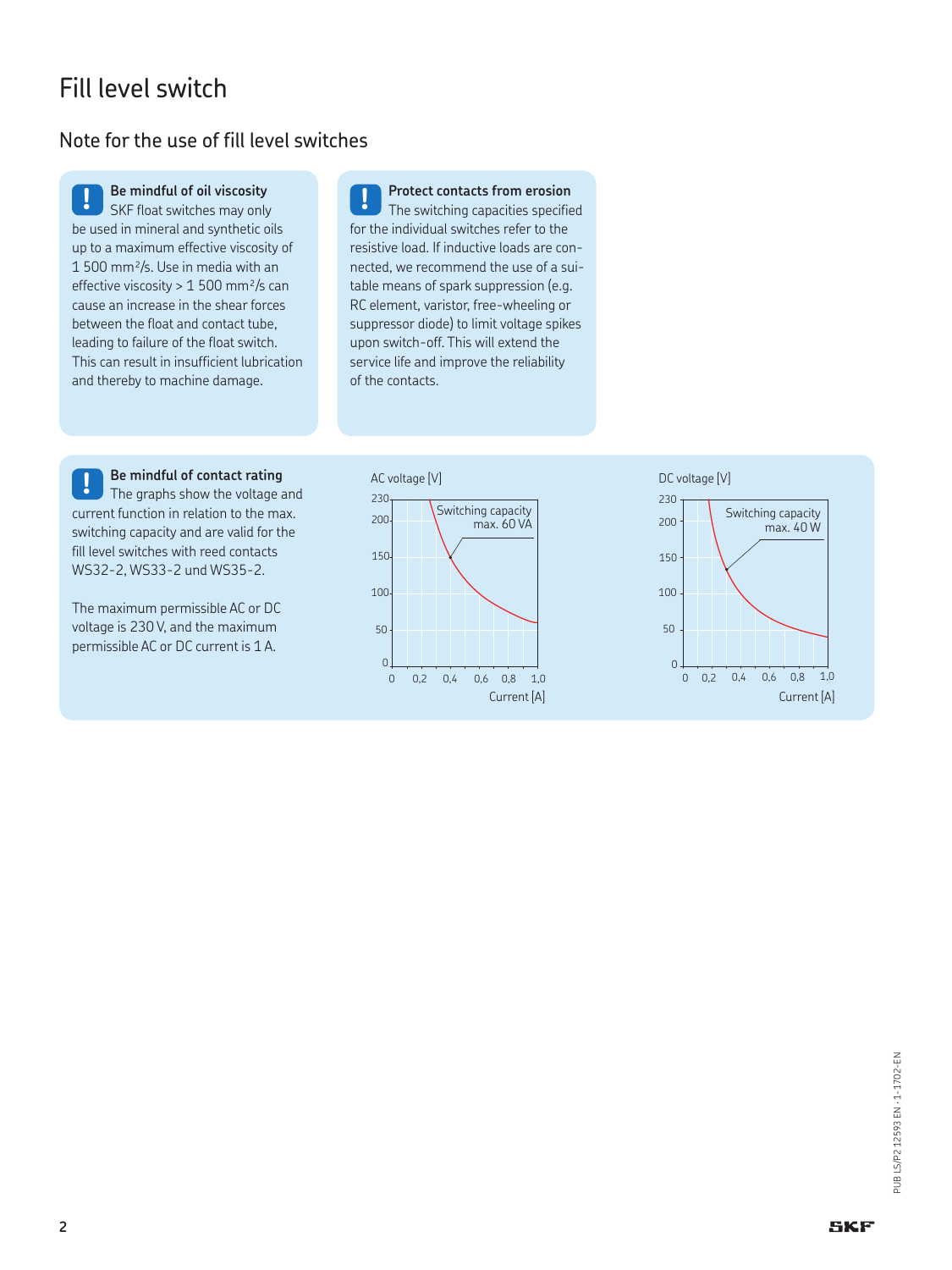# Fill level switch

## Note for the use of fill level switches

**Be mindful of oil viscosity**
SKF float switches may only be used in mineral and synthetic oils up to a maximum effective viscosity of 1 500 $mm^2/s$. Use in media with an effective viscosity > 1 500 $mm^2/s$ can cause an increase in the shear forces between the float and contact tube, leading to failure of the float switch. This can result in insufficient lubrication and thereby to machine damage.

**Protect contacts from erosion**
The switching capacities specified for the individual switches refer to the resistive load. If inductive loads are connected, we recommend the use of a suitable means of spark suppression (e.g. RC element, varistor, free-wheeling or suppressor diode) to limit voltage spikes upon switch-off. This will extend the service life and improve the reliability of the contacts.

**Be mindful of contact rating**
The graphs show the voltage and current function in relation to the max. switching capacity and are valid for the fill level switches with reed contacts WS32-2, WS33-2 und WS35-2.

The maximum permissible AC or DC voltage is 230 V, and the maximum permissible AC or DC current is 1 A.

AC voltage [V] – Switching capacity max. 60 VA – Current [A]

DC voltage [V] – Switching capacity max. 40 W – Current [A]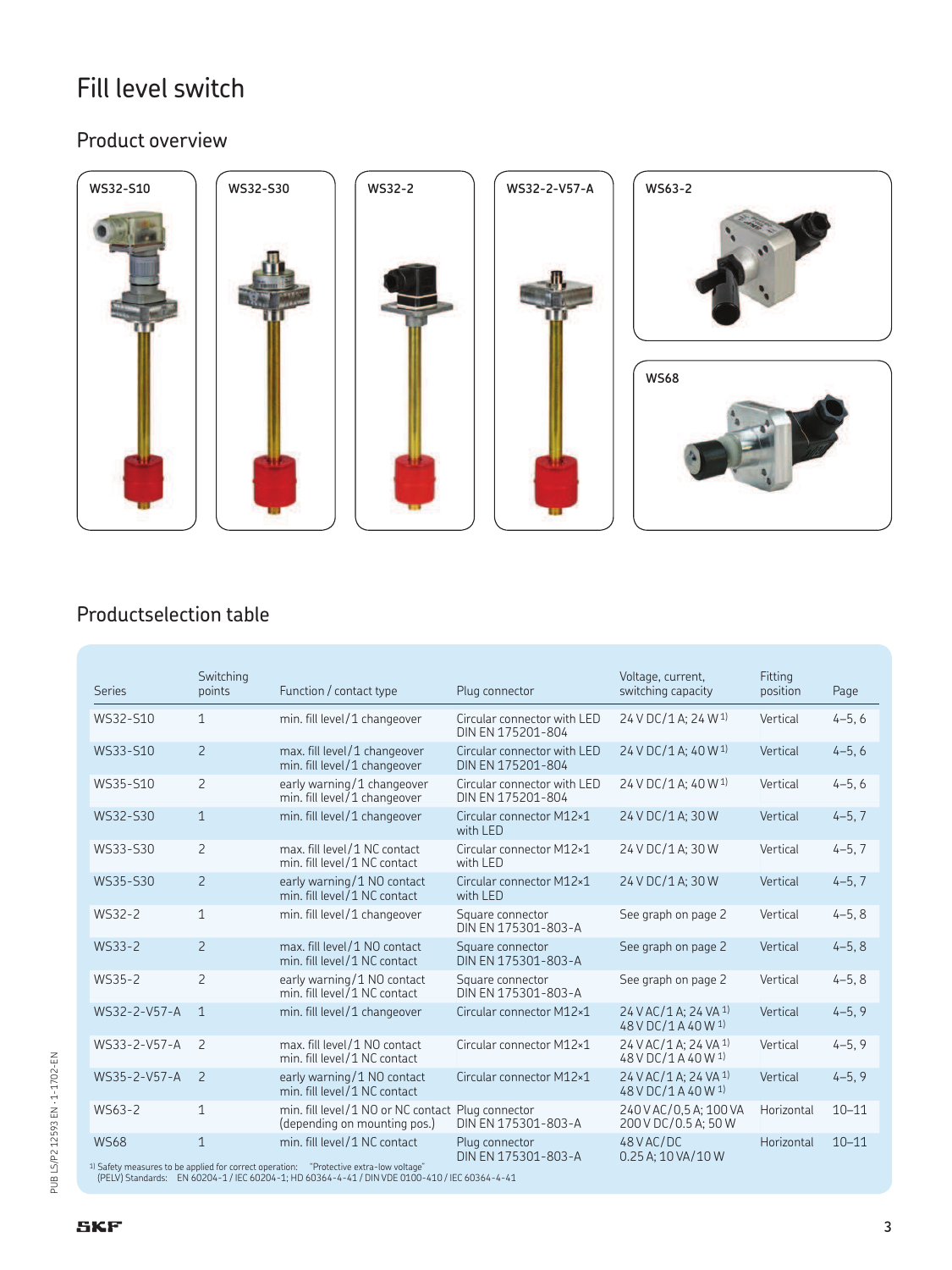# Fill level switch

## Product overview

WS32-S10

WS32-S30

WS32-2

WS32-2-V57-A

WS63-2

WS68

## Productselection table

| Series | Switching points | Function / contact type | Plug connector | Voltage, current, switching capacity | Fitting position | Page |
|---|---|---|---|---|---|---|
| WS32-S10 | 1 | min. fill level / 1 changeover | Circular connector with LED DIN EN 175201-804 | 24 V DC/1 A; 24 W [1] | Vertical | 4–5, 6 |
| WS33-S10 | 2 | max. fill level / 1 changeover min. fill level / 1 changeover | Circular connector with LED DIN EN 175201-804 | 24 V DC/1 A; 40 W [1] | Vertical | 4–5, 6 |
| WS35-S10 | 2 | early warning / 1 changeover min. fill level / 1 changeover | Circular connector with LED DIN EN 175201-804 | 24 V DC/1 A; 40 W [1] | Vertical | 4–5, 6 |
| WS32-S30 | 1 | min. fill level / 1 changeover | Circular connector M12×1 with LED | 24 V DC/1 A; 30 W | Vertical | 4–5, 7 |
| WS33-S30 | 2 | max. fill level / 1 NC contact min. fill level / 1 NC contact | Circular connector M12×1 with LED | 24 V DC/1 A; 30 W | Vertical | 4–5, 7 |
| WS35-S30 | 2 | early warning / 1 NO contact min. fill level / 1 NC contact | Circular connector M12×1 with LED | 24 V DC/1 A; 30 W | Vertical | 4–5, 7 |
| WS32-2 | 1 | min. fill level / 1 changeover | Square connector DIN EN 175301-803-A | See graph on page 2 | Vertical | 4–5, 8 |
| WS33-2 | 2 | max. fill level / 1 NO contact min. fill level / 1 NC contact | Square connector DIN EN 175301-803-A | See graph on page 2 | Vertical | 4–5, 8 |
| WS35-2 | 2 | early warning / 1 NO contact min. fill level / 1 NC contact | Square connector DIN EN 175301-803-A | See graph on page 2 | Vertical | 4–5, 8 |
| WS32-2-V57-A | 1 | min. fill level / 1 changeover | Circular connector M12×1 | 24 V AC/1 A; 24 VA [1] 48 V DC/1 A 40 W [1] | Vertical | 4–5, 9 |
| WS33-2-V57-A | 2 | max. fill level / 1 NO contact min. fill level / 1 NC contact | Circular connector M12×1 | 24 V AC/1 A; 24 VA [1] 48 V DC/1 A 40 W [1] | Vertical | 4–5, 9 |
| WS35-2-V57-A | 2 | early warning / 1 NO contact min. fill level / 1 NC contact | Circular connector M12×1 | 24 V AC/1 A; 24 VA [1] 48 V DC/1 A 40 W [1] | Vertical | 4–5, 9 |
| WS63-2 | 1 | min. fill level / 1 NO or NC contact (depending on mounting pos.) | Plug connector DIN EN 175301-803-A | 240 V AC/0,5 A; 100 VA 200 V DC/0.5 A; 50 W | Horizontal | 10–11 |
| WS68 | 1 | min. fill level / 1 NC contact | Plug connector DIN EN 175301-803-A | 48 V AC/DC 0.25 A; 10 VA/10 W | Horizontal | 10–11 |

[1] Safety measures to be applied for correct operation: "Protective extra-low voltage" (PELV) Standards: EN 60204-1 / IEC 60204-1; HD 60364-4-41 / DIN VDE 0100-410 / IEC 60364-4-41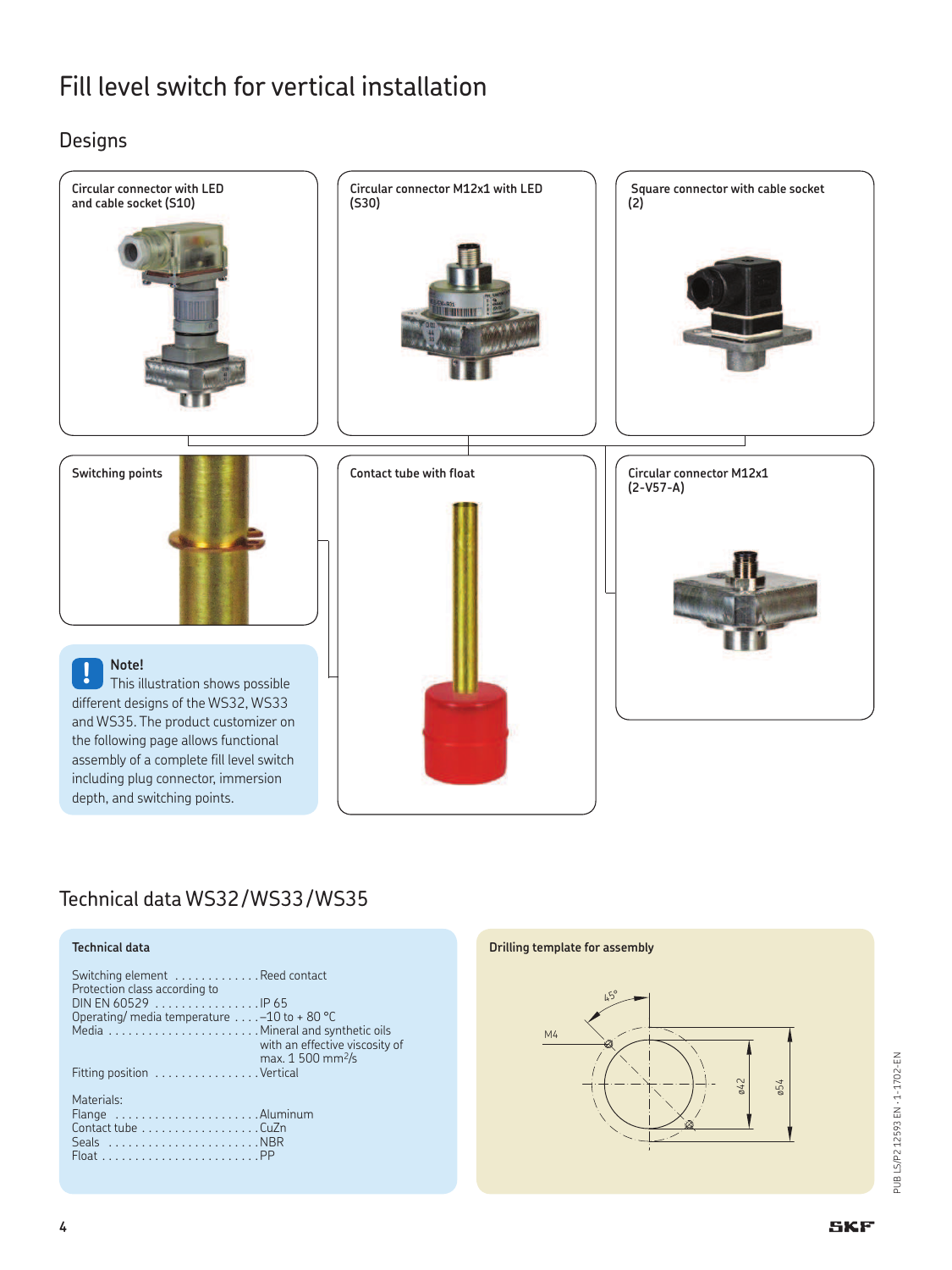# Fill level switch for vertical installation

## Designs

**Circular connector with LED and cable socket (S10)**

**Circular connector M12x1 with LED (S30)**

**Square connector with cable socket (2)**

**Switching points**

**Contact tube with float**

**Circular connector M12x1 (2-V57-A)**

> **Note!**
> This illustration shows possible different designs of the WS32, WS33 and WS35. The product customizer on the following page allows functional assembly of a complete fill level switch including plug connector, immersion depth, and switching points.

## Technical data WS32/WS33/WS35

**Technical data**

| | |
|---|---|
| Switching element | Reed contact |
| Protection class according to DIN EN 60529 | IP 65 |
| Operating/ media temperature | –10 to + 80 °C |
| Media | Mineral and synthetic oils with an effective viscosity of max. 1 500 $mm^2/s$ |
| Fitting position | Vertical |

Materials:

| | |
|---|---|
| Flange | Aluminum |
| Contact tube | CuZn |
| Seals | NBR |
| Float | PP |

**Drilling template for assembly**

M4, 45°, ø42, ø54

PUB LS/P2 12593 EN · 1-1702-EN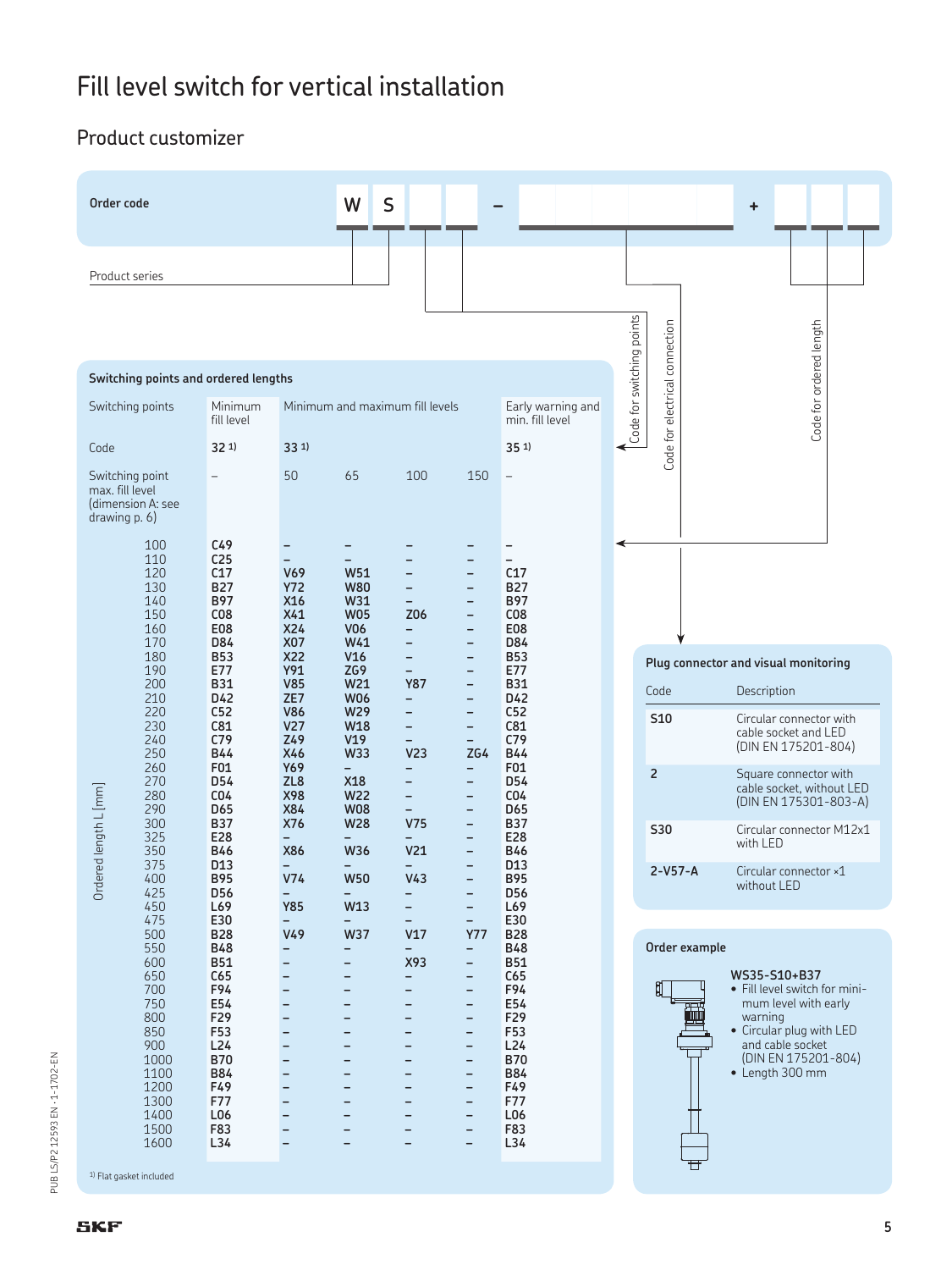# Fill level switch for vertical installation

## Product customizer

**Order code**

W S _ _ – _ _ _ _ _ + _ _ _

- Product series
- Code for switching points
- Code for electrical connection
- Code for ordered length

### Switching points and ordered lengths

| Switching points | Minimum fill level | Minimum and maximum fill levels | | | | Early warning and min. fill level |
|---|---|---|---|---|---|---|
| Code | 32 [1] | 33 [1] | | | | 35 [1] |
| Switching point max. fill level (dimension A: see drawing p. 6) | – | 50 | 65 | 100 | 150 | – |
| **Ordered length L [mm]** | | | | | | |
| 100 | C49 | – | – | – | – | – |
| 110 | C25 | – | – | – | – | – |
| 120 | C17 | V69 | W51 | – | – | C17 |
| 130 | B27 | Y72 | W80 | – | – | B27 |
| 140 | B97 | X16 | W31 | – | – | B97 |
| 150 | C08 | X41 | W05 | Z06 | – | C08 |
| 160 | E08 | X24 | V06 | – | – | E08 |
| 170 | D84 | X07 | W41 | – | – | D84 |
| 180 | B53 | X22 | V16 | – | – | B53 |
| 190 | E77 | Y91 | ZG9 | – | – | E77 |
| 200 | B31 | V85 | W21 | Y87 | – | B31 |
| 210 | D42 | ZE7 | W06 | – | – | D42 |
| 220 | C52 | V86 | W29 | – | – | C52 |
| 230 | C81 | V27 | W18 | – | – | C81 |
| 240 | C79 | Z49 | V19 | – | – | C79 |
| 250 | B44 | X46 | W33 | V23 | ZG4 | B44 |
| 260 | F01 | Y69 | – | – | – | F01 |
| 270 | D54 | ZL8 | X18 | – | – | D54 |
| 280 | C04 | X98 | W22 | – | – | C04 |
| 290 | D65 | X84 | W08 | – | – | D65 |
| 300 | B37 | X76 | W28 | V75 | – | B37 |
| 325 | E28 | – | – | – | – | E28 |
| 350 | B46 | X86 | W36 | V21 | – | B46 |
| 375 | D13 | – | – | – | – | D13 |
| 400 | B95 | V74 | W50 | V43 | – | B95 |
| 425 | D56 | – | – | – | – | D56 |
| 450 | L69 | Y85 | W13 | – | – | L69 |
| 475 | E30 | – | – | – | – | E30 |
| 500 | B28 | V49 | W37 | V17 | Y77 | B28 |
| 550 | B48 | – | – | – | – | B48 |
| 600 | B51 | – | – | X93 | – | B51 |
| 650 | C65 | – | – | – | – | C65 |
| 700 | F94 | – | – | – | – | F94 |
| 750 | E54 | – | – | – | – | E54 |
| 800 | F29 | – | – | – | – | F29 |
| 850 | F53 | – | – | – | – | F53 |
| 900 | L24 | – | – | – | – | L24 |
| 1000 | B70 | – | – | – | – | B70 |
| 1100 | B84 | – | – | – | – | B84 |
| 1200 | F49 | – | – | – | – | F49 |
| 1300 | F77 | – | – | – | – | F77 |
| 1400 | L06 | – | – | – | – | L06 |
| 1500 | F83 | – | – | – | – | F83 |
| 1600 | L34 | – | – | – | – | L34 |

[1] Flat gasket included

### Plug connector and visual monitoring

| Code | Description |
|---|---|
| **S10** | Circular connector with cable socket and LED (DIN EN 175201-804) |
| **2** | Square connector with cable socket, without LED (DIN EN 175301-803-A) |
| **S30** | Circular connector M12x1 with LED |
| **2-V57-A** | Circular connector ×1 without LED |

### Order example

**WS35-S10+B37**

- Fill level switch for minimum level with early warning
- Circular plug with LED and cable socket (DIN EN 175201-804)
- Length 300 mm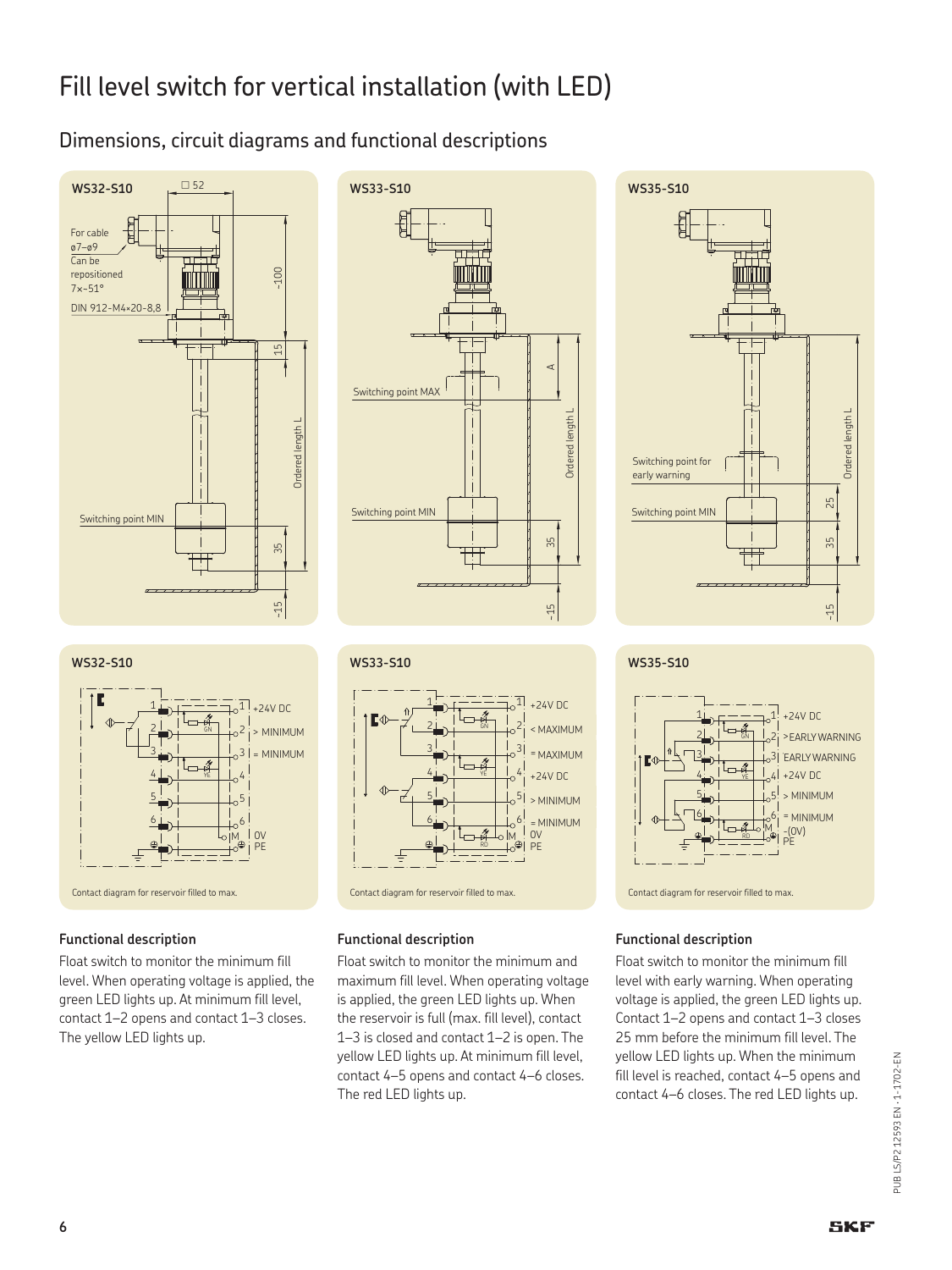# Fill level switch for vertical installation (with LED)

## Dimensions, circuit diagrams and functional descriptions

### WS32-S10

Contact diagram for reservoir filled to max.

#### Functional description

Float switch to monitor the minimum fill level. When operating voltage is applied, the green LED lights up. At minimum fill level, contact 1–2 opens and contact 1–3 closes. The yellow LED lights up.

### WS33-S10

Contact diagram for reservoir filled to max.

#### Functional description

Float switch to monitor the minimum and maximum fill level. When operating voltage is applied, the green LED lights up. When the reservoir is full (max. fill level), contact 1–3 is closed and contact 1–2 is open. The yellow LED lights up. At minimum fill level, contact 4–5 opens and contact 4–6 closes. The red LED lights up.

### WS35-S10

Contact diagram for reservoir filled to max.

#### Functional description

Float switch to monitor the minimum fill level with early warning. When operating voltage is applied, the green LED lights up. Contact 1–2 opens and contact 1–3 closes 25 mm before the minimum fill level. The yellow LED lights up. When the minimum fill level is reached, contact 4–5 opens and contact 4–6 closes. The red LED lights up.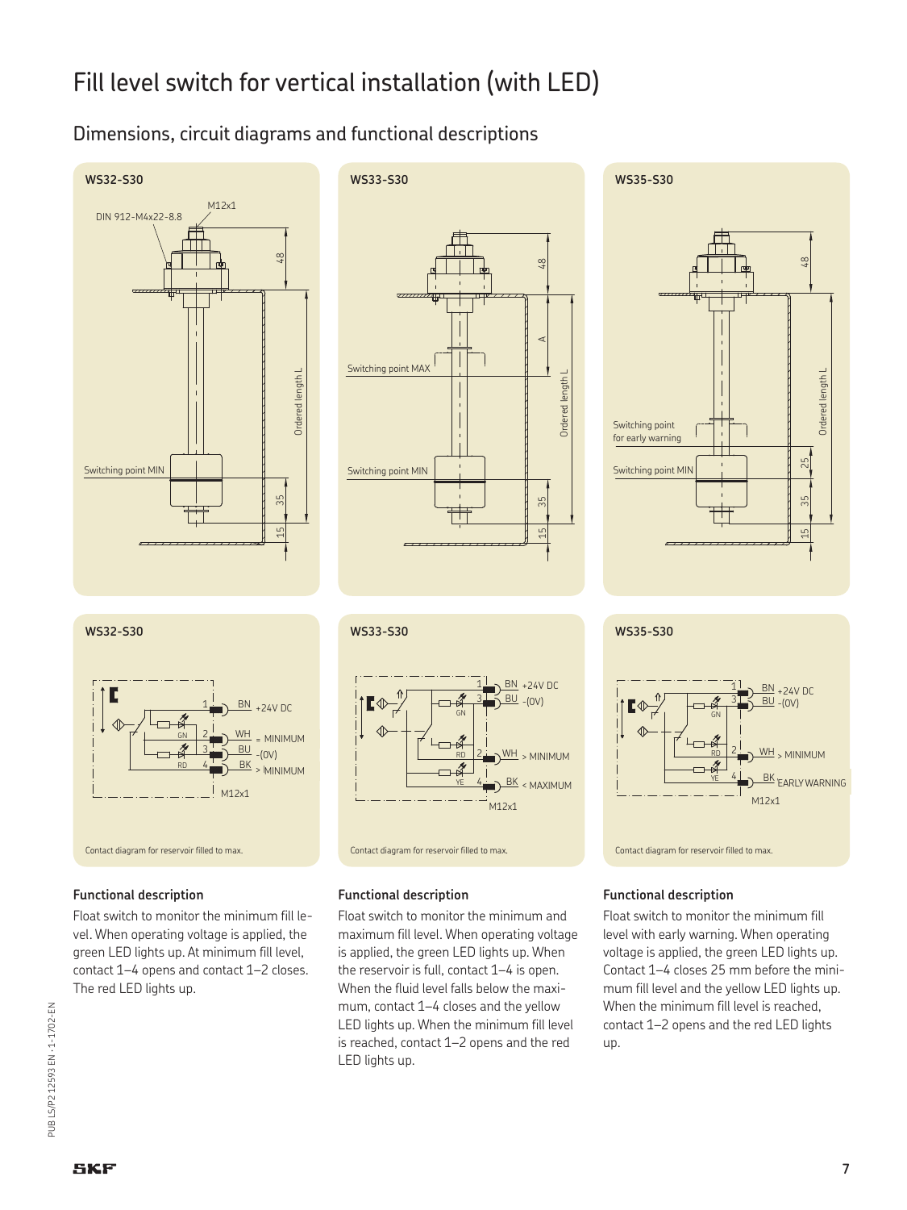# Fill level switch for vertical installation (with LED)

## Dimensions, circuit diagrams and functional descriptions

### WS32-S30

DIN 912-M4x22-8.8

M12x1

Switching point MIN

Ordered length L

48

35

15

### WS33-S30

Switching point MAX

Switching point MIN

Ordered length L

A

48

35

15

### WS35-S30

Switching point for early warning

Switching point MIN

Ordered length L

48

25

35

15

### WS32-S30

1 BN +24V DC

2 WH = MINIMUM

3 BU -(0V)

4 BK > MINIMUM

GN

RD

M12x1

Contact diagram for reservoir filled to max.

### WS33-S30

1 BN +24V DC

3 BU -(0V)

2 WH > MINIMUM

4 BK < MAXIMUM

GN

RD

YE

M12x1

Contact diagram for reservoir filled to max.

### WS35-S30

1 BN +24V DC

3 BU -(0V)

2 WH > MINIMUM

4 BK EARLY WARNING

GN

RD

YE

M12x1

Contact diagram for reservoir filled to max.

#### Functional description

Float switch to monitor the minimum fill level. When operating voltage is applied, the green LED lights up. At minimum fill level, contact 1–4 opens and contact 1–2 closes. The red LED lights up.

#### Functional description

Float switch to monitor the minimum and maximum fill level. When operating voltage is applied, the green LED lights up. When the reservoir is full, contact 1–4 is open. When the fluid level falls below the maximum, contact 1–4 closes and the yellow LED lights up. When the minimum fill level is reached, contact 1–2 opens and the red LED lights up.

#### Functional description

Float switch to monitor the minimum fill level with early warning. When operating voltage is applied, the green LED lights up. Contact 1–4 closes 25 mm before the minimum fill level and the yellow LED lights up. When the minimum fill level is reached, contact 1–2 opens and the red LED lights up.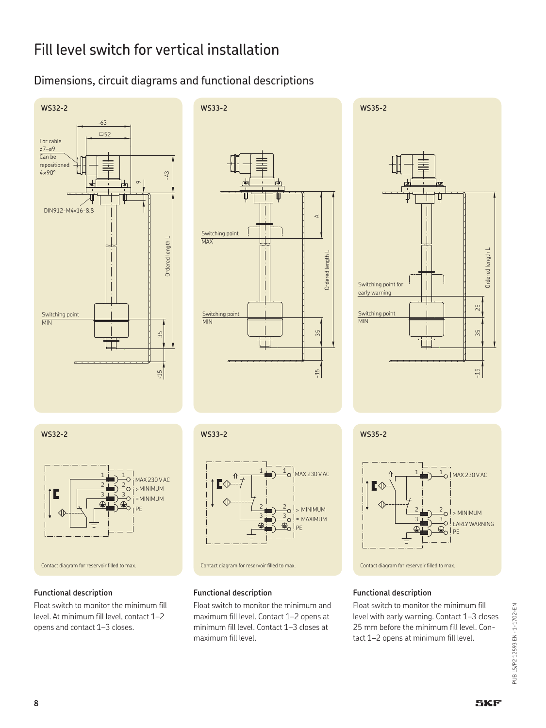# Fill level switch for vertical installation

## Dimensions, circuit diagrams and functional descriptions

### WS32-2

~63

□52

For cable ø7–ø9

Can be repositioned 4×90°

DIN912-M4×16-8.8

9

~43

Ordered length L

Switching point MIN

35

~15

### WS33-2

A

Switching point MAX

Ordered length L

Switching point MIN

35

~15

### WS35-2

Ordered length L

Switching point for early warning

Switching point MIN

25

35

~15

### WS32-2

1 — MAX 230 V AC

2 — > MINIMUM

3 — = MINIMUM

PE

Contact diagram for reservoir filled to max.

### WS33-2

1 — MAX 230 V AC

2 — > MINIMUM

3 — = MAXIMUM

PE

Contact diagram for reservoir filled to max.

### WS35-2

1 — MAX 230 V AC

2 — > MINIMUM

3 — EARLY WARNING

PE

Contact diagram for reservoir filled to max.

#### Functional description

Float switch to monitor the minimum fill level. At minimum fill level, contact 1–2 opens and contact 1–3 closes.

#### Functional description

Float switch to monitor the minimum and maximum fill level. Contact 1–2 opens at minimum fill level. Contact 1–3 closes at maximum fill level.

#### Functional description

Float switch to monitor the minimum fill level with early warning. Contact 1–3 closes 25 mm before the minimum fill level. Contact 1–2 opens at minimum fill level.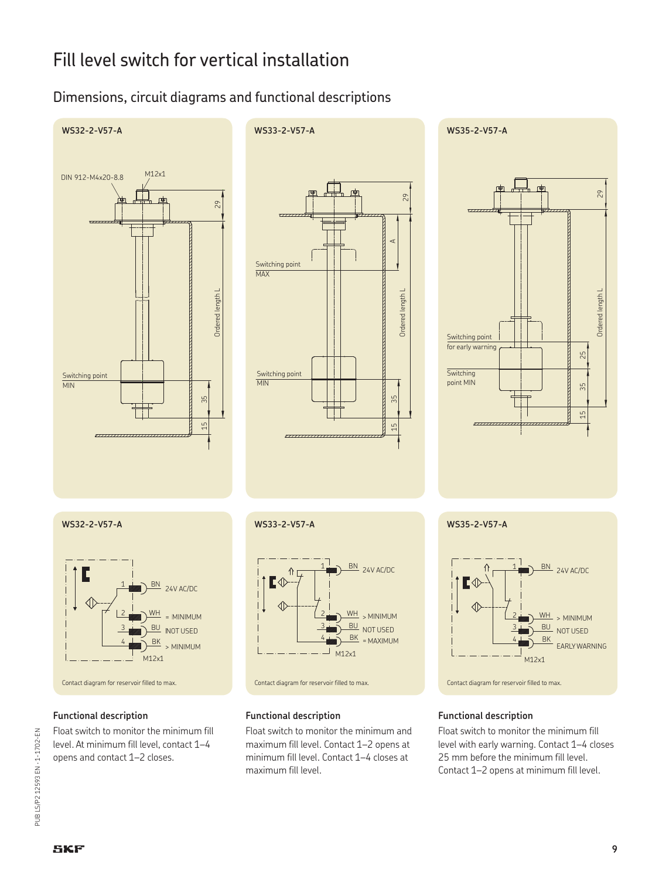# Fill level switch for vertical installation

## Dimensions, circuit diagrams and functional descriptions

**WS32-2-V57-A**

DIN 912-M4x20-8.8 M12x1

29

Ordered length L

Switching point MIN

35

15

**WS33-2-V57-A**

29

A

Switching point MAX

Ordered length L

Switching point MIN

35

15

**WS35-2-V57-A**

29

Ordered length L

Switching point for early warning

25

Switching point MIN

35

15

**WS32-2-V57-A**

1 BN 24V AC/DC

2 WH = MINIMUM

3 BU NOT USED

4 BK > MINIMUM

M12x1

Contact diagram for reservoir filled to max.

**WS33-2-V57-A**

1 BN 24V AC/DC

2 WH > MINIMUM

3 BU NOT USED

4 BK = MAXIMUM

M12x1

Contact diagram for reservoir filled to max.

**WS35-2-V57-A**

1 BN 24V AC/DC

2 WH > MINIMUM

3 BU NOT USED

4 BK EARLY WARNING

M12x1

Contact diagram for reservoir filled to max.

### Functional description

Float switch to monitor the minimum fill level. At minimum fill level, contact 1–4 opens and contact 1–2 closes.

### Functional description

Float switch to monitor the minimum and maximum fill level. Contact 1–2 opens at minimum fill level. Contact 1–4 closes at maximum fill level.

### Functional description

Float switch to monitor the minimum fill level with early warning. Contact 1–4 closes 25 mm before the minimum fill level. Contact 1–2 opens at minimum fill level.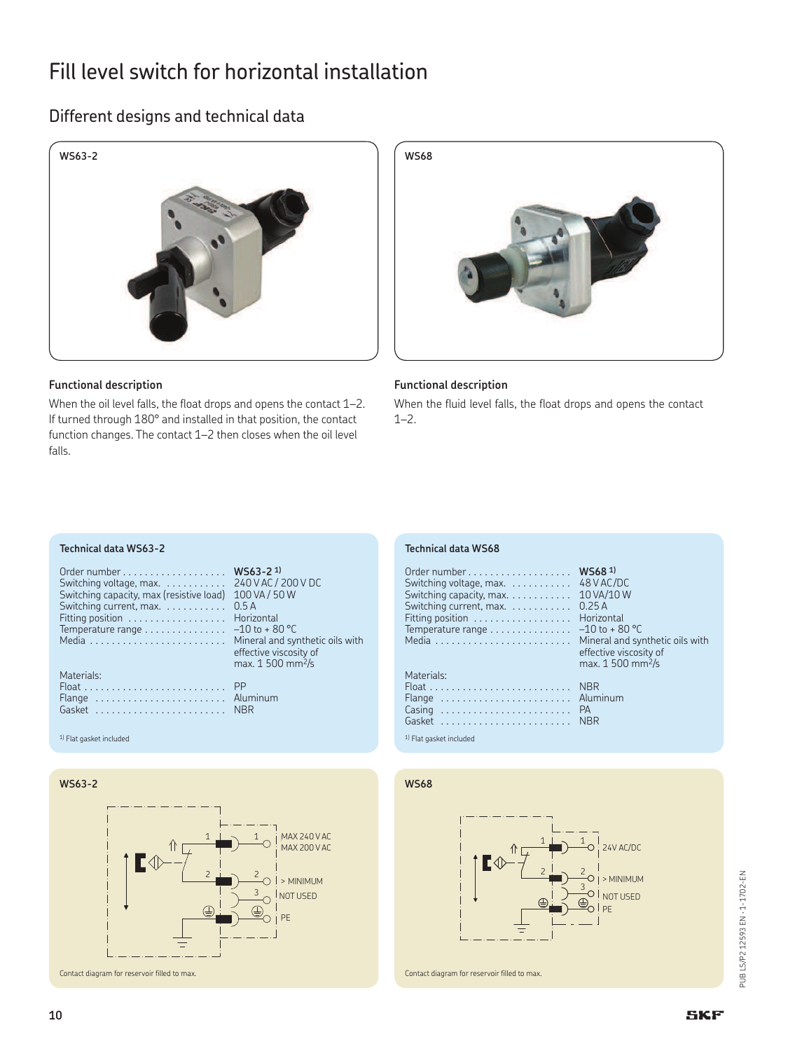# Fill level switch for horizontal installation

## Different designs and technical data

### WS63-2

#### Functional description

When the oil level falls, the float drops and opens the contact 1–2. If turned through 180° and installed in that position, the contact function changes. The contact 1–2 then closes when the oil level falls.

#### Technical data WS63-2

| | |
|---|---|
| Order number | **WS63-2** [1] |
| Switching voltage, max. | 240 V AC / 200 V DC |
| Switching capacity, max (resistive load) | 100 VA / 50 W |
| Switching current, max. | 0.5 A |
| Fitting position | Horizontal |
| Temperature range | –10 to + 80 °C |
| Media | Mineral and synthetic oils with effective viscosity of max. 1 500 $mm^2/s$ |
| Materials: | |
| Float | PP |
| Flange | Aluminum |
| Gasket | NBR |

[1] Flat gasket included

#### WS63-2

1 – MAX 240 V AC / MAX 200 V AC
2 – > MINIMUM
3 – NOT USED
⏚ – PE

Contact diagram for reservoir filled to max.

### WS68

#### Functional description

When the fluid level falls, the float drops and opens the contact 1–2.

#### Technical data WS68

| | |
|---|---|
| Order number | **WS68** [1] |
| Switching voltage, max. | 48 V AC/DC |
| Switching capacity, max. | 10 VA/10 W |
| Switching current, max. | 0.25 A |
| Fitting position | Horizontal |
| Temperature range | –10 to + 80 °C |
| Media | Mineral and synthetic oils with effective viscosity of max. 1 500 $mm^2/s$ |
| Materials: | |
| Float | NBR |
| Flange | Aluminum |
| Casing | PA |
| Gasket | NBR |

[1] Flat gasket included

#### WS68

1 – 24V AC/DC
2 – > MINIMUM
3 – NOT USED
⏚ – PE

Contact diagram for reservoir filled to max.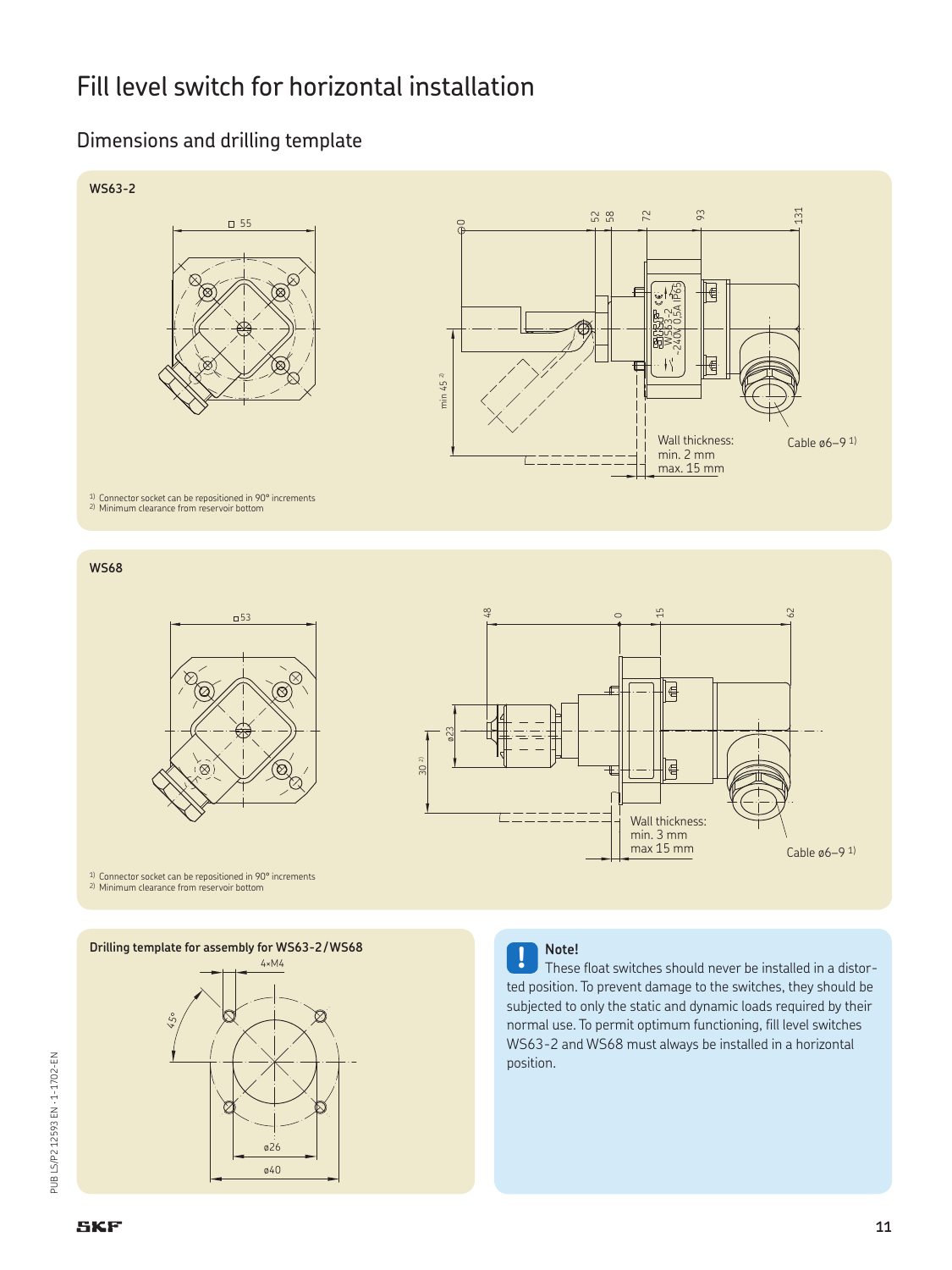# Fill level switch for horizontal installation

## Dimensions and drilling template

### WS63-2

□ 55

0, 52, 58, 72, 93, 131

min 45 [2]

Wall thickness:
min. 2 mm
max. 15 mm

Cable ø6–9 [1]

[1] Connector socket can be repositioned in 90° increments
[2] Minimum clearance from reservoir bottom

### WS68

□53

48, 0, 15, 62

ø23

30 [2]

Wall thickness:
min. 3 mm
max 15 mm

Cable ø6–9 [1]

[1] Connector socket can be repositioned in 90° increments
[2] Minimum clearance from reservoir bottom

### Drilling template for assembly for WS63-2/WS68

4×M4

45°

ø26

ø40

**Note!**

These float switches should never be installed in a distorted position. To prevent damage to the switches, they should be subjected to only the static and dynamic loads required by their normal use. To permit optimum functioning, fill level switches WS63-2 and WS68 must always be installed in a horizontal position.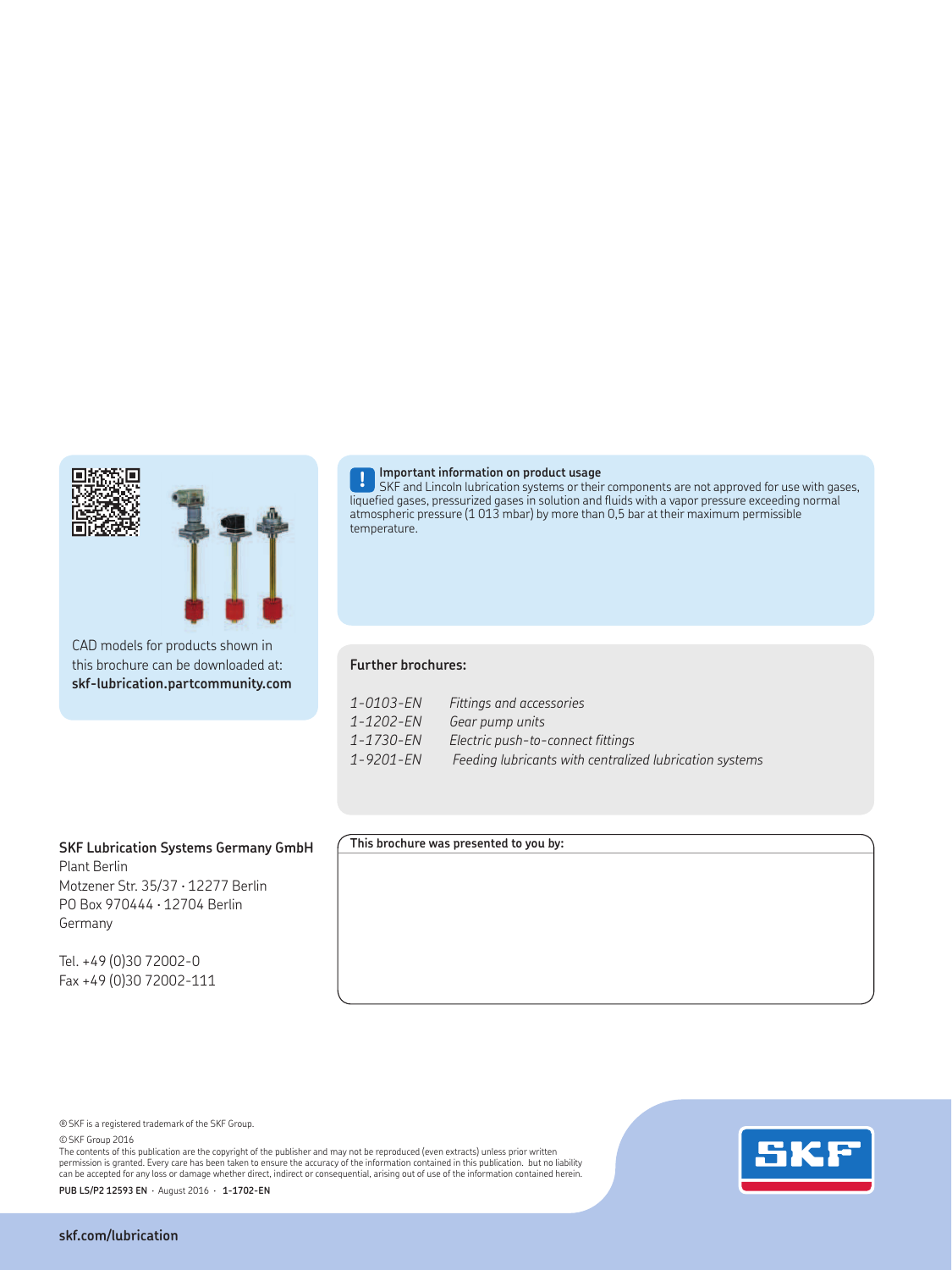CAD models for products shown in this brochure can be downloaded at: **skf-lubrication.partcommunity.com**

**Important information on product usage**
SKF and Lincoln lubrication systems or their components are not approved for use with gases, liquefied gases, pressurized gases in solution and fluids with a vapor pressure exceeding normal atmospheric pressure (1 013 mbar) by more than 0,5 bar at their maximum permissible temperature.

**Further brochures:**

| | |
|---|---|
| *1-0103-EN* | *Fittings and accessories* |
| *1-1202-EN* | *Gear pump units* |
| *1-1730-EN* | *Electric push-to-connect fittings* |
| *1-9201-EN* | *Feeding lubricants with centralized lubrication systems* |

**SKF Lubrication Systems Germany GmbH**
Plant Berlin
Motzener Str. 35/37 · 12277 Berlin
PO Box 970444 · 12704 Berlin
Germany

Tel. +49 (0)30 72002-0
Fax +49 (0)30 72002-111

**This brochure was presented to you by:**

® SKF is a registered trademark of the SKF Group.

© SKF Group 2016
The contents of this publication are the copyright of the publisher and may not be reproduced (even extracts) unless prior written permission is granted. Every care has been taken to ensure the accuracy of the information contained in this publication. but no liability can be accepted for any loss or damage whether direct, indirect or consequential, arising out of use of the information contained herein.

PUB LS/P2 12593 EN · August 2016 · **1-1702-EN**

**skf.com/lubrication**